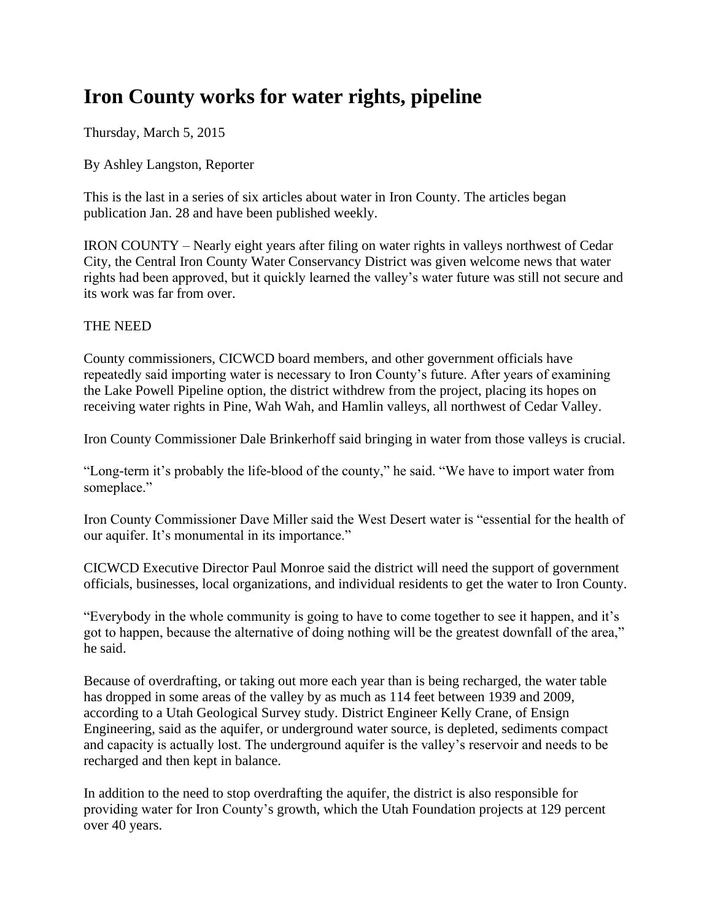# Iron County works for water rights, pipeline

Thursday, March 5, 2015

By Ashley Langston, Reporter

This is the last in a series of six articles about water in Iron County. The articles began publication Jan. 28 and have been published weekly.

IRON COUNTY – Nearly eight years after filing on water rights in valleys northwest of Cedar City, the Central Iron County Water Conservancy District was given welcome news that water rights had been approved, but it quickly learned the valley's water future was still not secure and its work was far from over.

THE NEED

County commissioners, CICWCD board members, and other government officials have repeatedly said importing water is necessary to Iron County's future. After years of examining the Lake Powell Pipeline option, the district withdrew from the project, placing its hopes on receiving water rights in Pine, Wah Wah, and Hamlin valleys, all northwest of Cedar Valley.

Iron County Commissioner Dale Brinkerhoff said bringing in water from those valleys is crucial.

"Long-term it's probably the life-blood of the county," he said. "We have to import water from someplace."

Iron County Commissioner Dave Miller said the West Desert water is "essential for the health of our aquifer. It's monumental in its importance."

CICWCD Executive Director Paul Monroe said the district will need the support of government officials, businesses, local organizations, and individual residents to get the water to Iron County.

"Everybody in the whole community is going to have to come together to see it happen, and it's got to happen, because the alternative of doing nothing will be the greatest downfall of the area," he said.

Because of overdrafting, or taking out more each year than is being recharged, the water table has dropped in some areas of the valley by as much as 114 feet between 1939 and 2009, according to a Utah Geological Survey study. District Engineer Kelly Crane, of Ensign Engineering, said as the aquifer, or underground water source, is depleted, sediments compact and capacity is actually lost. The underground aquifer is the valley's reservoir and needs to be recharged and then kept in balance.

In addition to the need to stop overdrafting the aquifer, the district is also responsible for providing water for Iron County's growth, which the Utah Foundation projects at 129 percent over 40 years.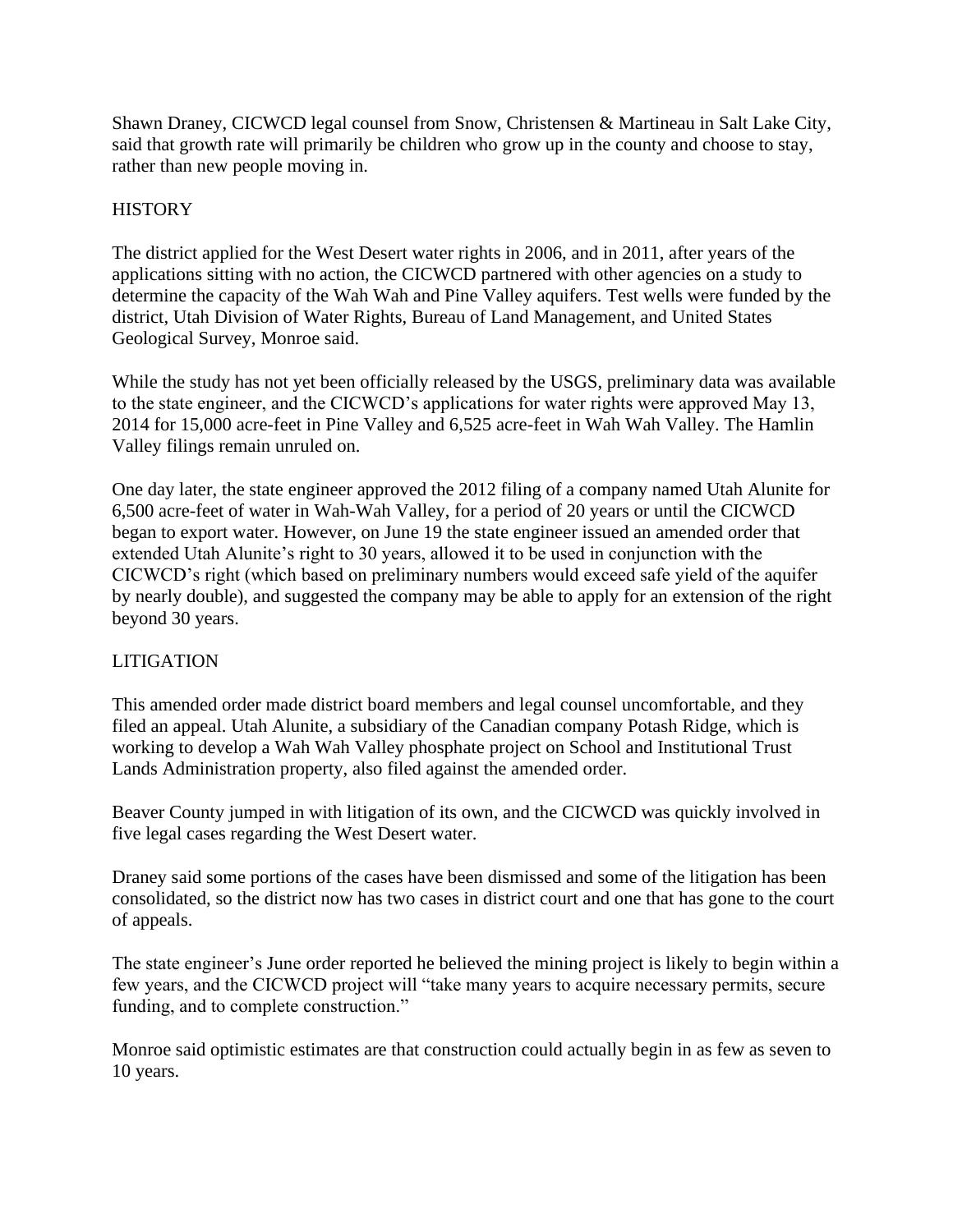Shawn Draney, CICWCD legal counsel from Snow, Christensen & Martineau in Salt Lake City, said that growth rate will primarily be children who grow up in the county and choose to stay, rather than new people moving in.

## HISTORY

The district applied for the West Desert water rights in 2006, and in 2011, after years of the applications sitting with no action, the CICWCD partnered with other agencies on a study to determine the capacity of the Wah Wah and Pine Valley aquifers. Test wells were funded by the district, Utah Division of Water Rights, Bureau of Land Management, and United States Geological Survey, Monroe said.

While the study has not yet been officially released by the USGS, preliminary data was available to the state engineer, and the CICWCD's applications for water rights were approved May 13, 2014 for 15,000 acre-feet in Pine Valley and 6,525 acre-feet in Wah Wah Valley. The Hamlin Valley filings remain unruled on.

One day later, the state engineer approved the 2012 filing of a company named Utah Alunite for 6,500 acre-feet of water in Wah-Wah Valley, for a period of 20 years or until the CICWCD began to export water. However, on June 19 the state engineer issued an amended order that extended Utah Alunite's right to 30 years, allowed it to be used in conjunction with the CICWCD's right (which based on preliminary numbers would exceed safe yield of the aquifer by nearly double), and suggested the company may be able to apply for an extension of the right beyond 30 years.

## LITIGATION

This amended order made district board members and legal counsel uncomfortable, and they filed an appeal. Utah Alunite, a subsidiary of the Canadian company Potash Ridge, which is working to develop a Wah Wah Valley phosphate project on School and Institutional Trust Lands Administration property, also filed against the amended order.

Beaver County jumped in with litigation of its own, and the CICWCD was quickly involved in five legal cases regarding the West Desert water.

Draney said some portions of the cases have been dismissed and some of the litigation has been consolidated, so the district now has two cases in district court and one that has gone to the court of appeals.

The state engineer's June order reported he believed the mining project is likely to begin within a few years, and the CICWCD project will "take many years to acquire necessary permits, secure funding, and to complete construction."

Monroe said optimistic estimates are that construction could actually begin in as few as seven to 10 years.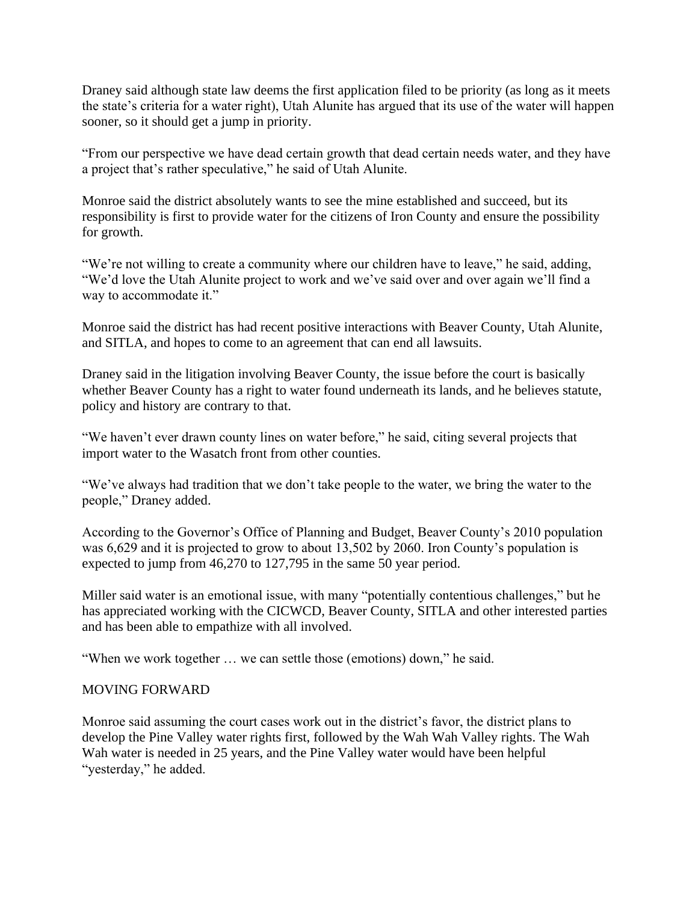Draney said although state law deems the first application filed to be priority (as long as it meets the state's criteria for a water right), Utah Alunite has argued that its use of the water will happen sooner, so it should get a jump in priority.

"From our perspective we have dead certain growth that dead certain needs water, and they have a project that's rather speculative," he said of Utah Alunite.

Monroe said the district absolutely wants to see the mine established and succeed, but its responsibility is first to provide water for the citizens of Iron County and ensure the possibility for growth.

"We're not willing to create a community where our children have to leave," he said, adding, "We'd love the Utah Alunite project to work and we've said over and over again we'll find a way to accommodate it."

Monroe said the district has had recent positive interactions with Beaver County, Utah Alunite, and SITLA, and hopes to come to an agreement that can end all lawsuits.

Draney said in the litigation involving Beaver County, the issue before the court is basically whether Beaver County has a right to water found underneath its lands, and he believes statute, policy and history are contrary to that.

"We haven't ever drawn county lines on water before," he said, citing several projects that import water to the Wasatch front from other counties.

"We've always had tradition that we don't take people to the water, we bring the water to the people," Draney added.

According to the Governor's Office of Planning and Budget, Beaver County's 2010 population was 6,629 and it is projected to grow to about 13,502 by 2060. Iron County's population is expected to jump from 46,270 to 127,795 in the same 50 year period.

Miller said water is an emotional issue, with many "potentially contentious challenges," but he has appreciated working with the CICWCD, Beaver County, SITLA and other interested parties and has been able to empathize with all involved.

"When we work together … we can settle those (emotions) down," he said.

MOVING FORWARD

Monroe said assuming the court cases work out in the district's favor, the district plans to develop the Pine Valley water rights first, followed by the Wah Wah Valley rights. The Wah Wah water is needed in 25 years, and the Pine Valley water would have been helpful "yesterday," he added.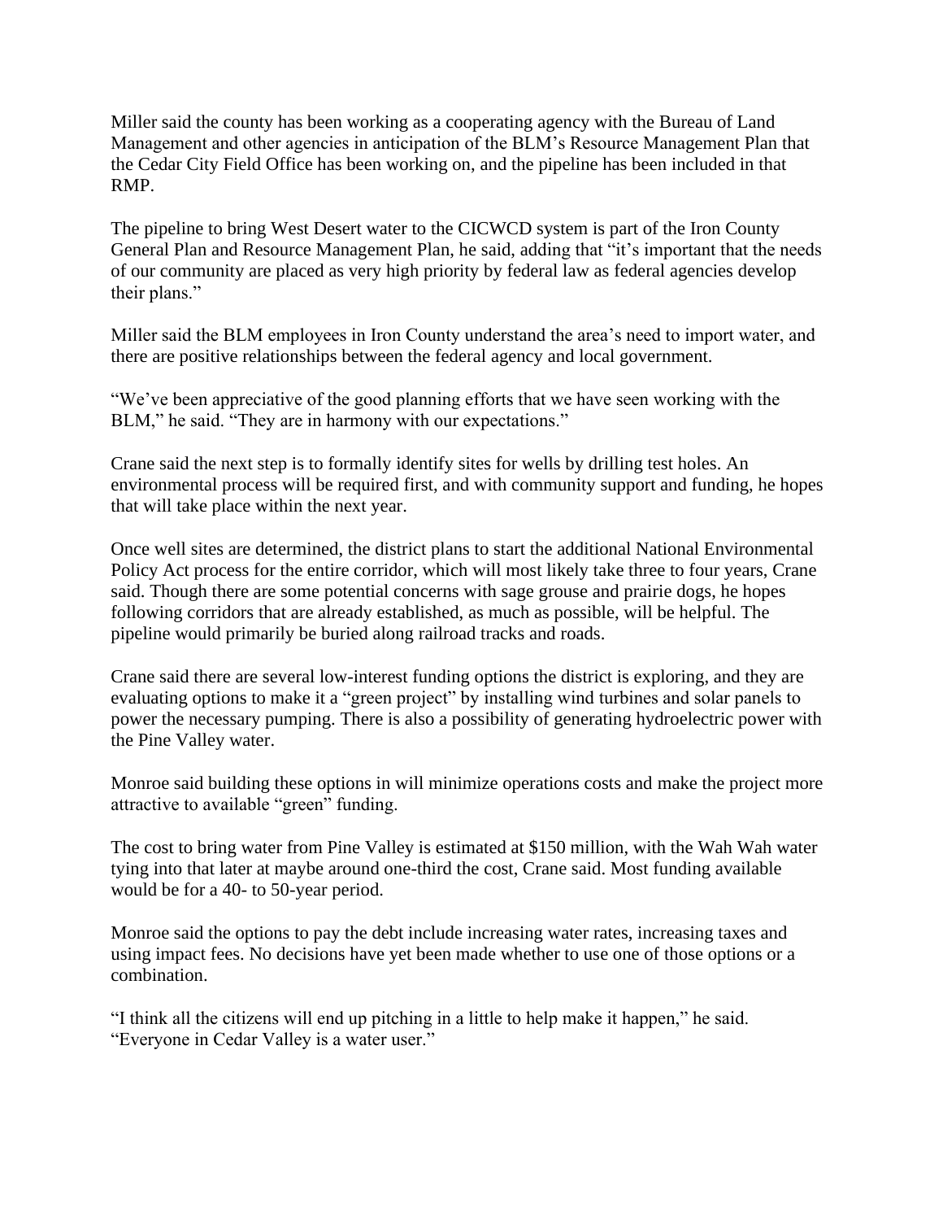Miller said the county has been working as a cooperating agency with the Bureau of Land Management and other agencies in anticipation of the BLM's Resource Management Plan that the Cedar City Field Office has been working on, and the pipeline has been included in that RMP.

The pipeline to bring West Desert water to the CICWCD system is part of the Iron County General Plan and Resource Management Plan, he said, adding that "it's important that the needs of our community are placed as very high priority by federal law as federal agencies develop their plans."

Miller said the BLM employees in Iron County understand the area's need to import water, and there are positive relationships between the federal agency and local government.

"We've been appreciative of the good planning efforts that we have seen working with the BLM," he said. "They are in harmony with our expectations."

Crane said the next step is to formally identify sites for wells by drilling test holes. An environmental process will be required first, and with community support and funding, he hopes that will take place within the next year.

Once well sites are determined, the district plans to start the additional National Environmental Policy Act process for the entire corridor, which will most likely take three to four years, Crane said. Though there are some potential concerns with sage grouse and prairie dogs, he hopes following corridors that are already established, as much as possible, will be helpful. The pipeline would primarily be buried along railroad tracks and roads.

Crane said there are several low-interest funding options the district is exploring, and they are evaluating options to make it a "green project" by installing wind turbines and solar panels to power the necessary pumping. There is also a possibility of generating hydroelectric power with the Pine Valley water.

Monroe said building these options in will minimize operations costs and make the project more attractive to available "green" funding.

The cost to bring water from Pine Valley is estimated at $150 million, with the Wah Wah water tying into that later at maybe around one-third the cost, Crane said. Most funding available would be for a 40- to 50-year period.

Monroe said the options to pay the debt include increasing water rates, increasing taxes and using impact fees. No decisions have yet been made whether to use one of those options or a combination.

"I think all the citizens will end up pitching in a little to help make it happen," he said. "Everyone in Cedar Valley is a water user."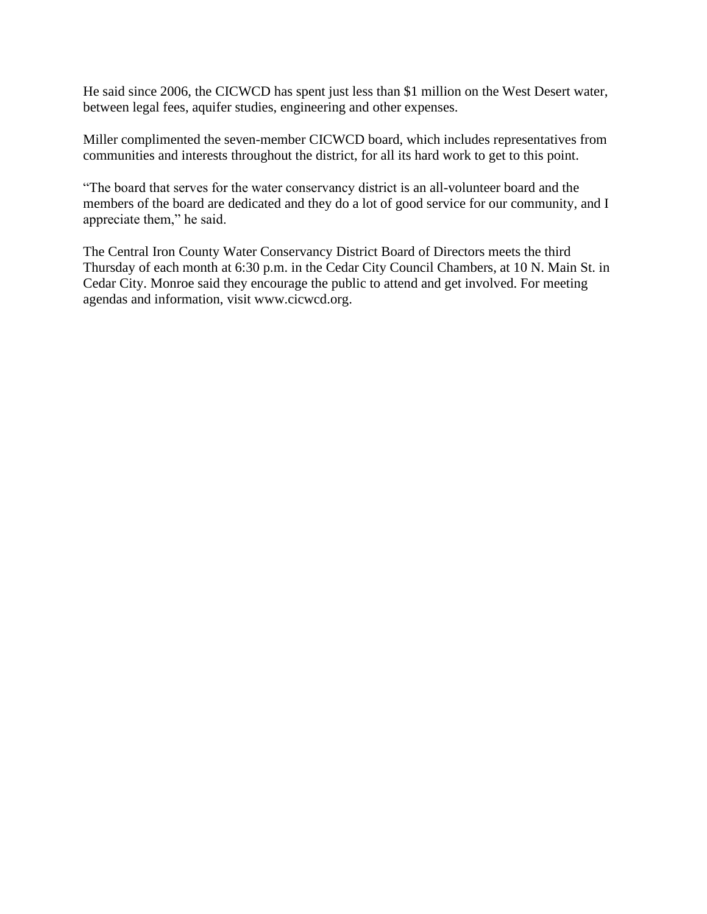He said since 2006, the CICWCD has spent just less than $1 million on the West Desert water, between legal fees, aquifer studies, engineering and other expenses.

Miller complimented the seven-member CICWCD board, which includes representatives from communities and interests throughout the district, for all its hard work to get to this point.

"The board that serves for the water conservancy district is an all-volunteer board and the members of the board are dedicated and they do a lot of good service for our community, and I appreciate them," he said.

The Central Iron County Water Conservancy District Board of Directors meets the third Thursday of each month at 6:30 p.m. in the Cedar City Council Chambers, at 10 N. Main St. in Cedar City. Monroe said they encourage the public to attend and get involved. For meeting agendas and information, visit www.cicwcd.org.